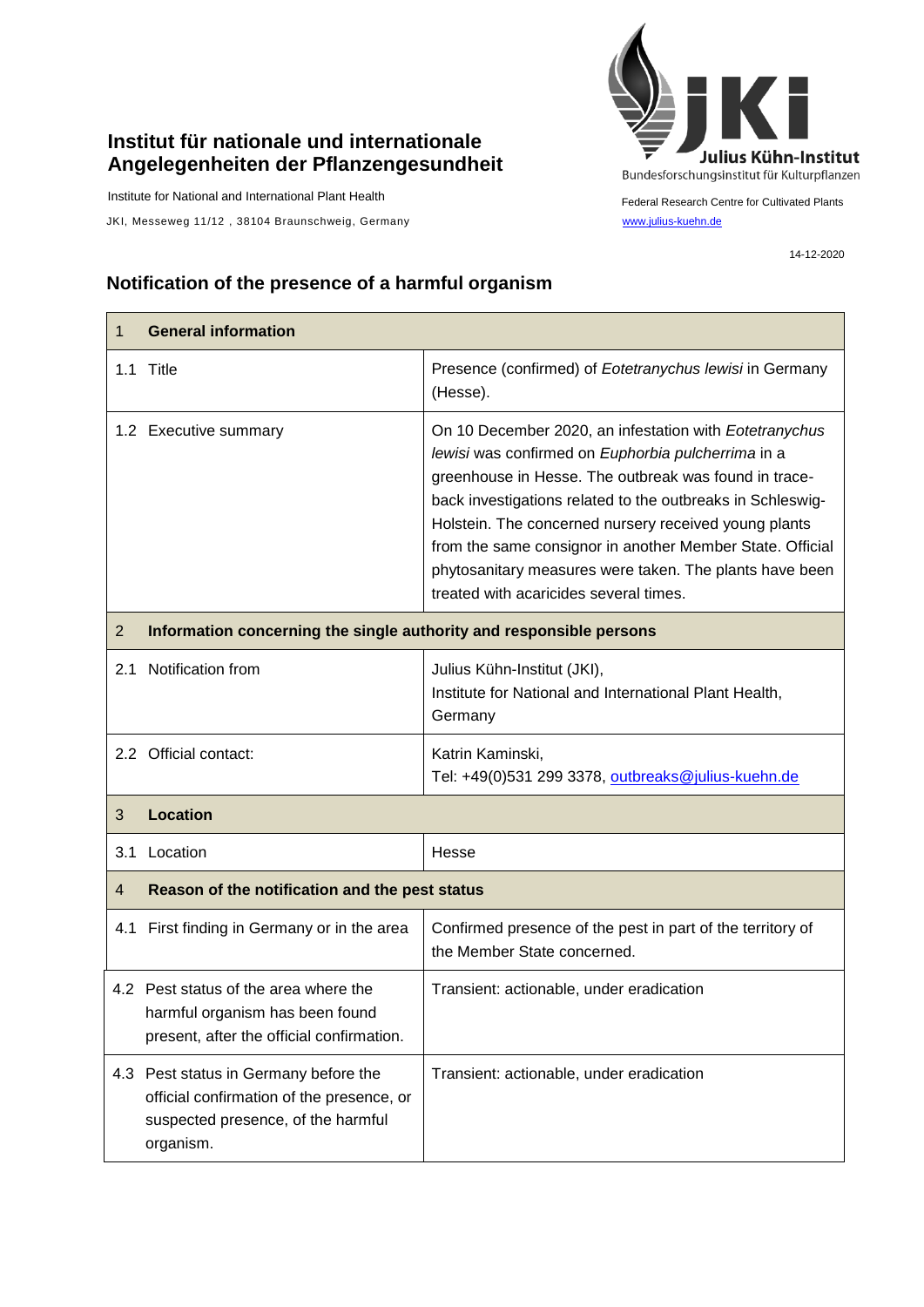# Institut für nationale und internationale Angelegenheiten der Pflanzengesundheit

Institute for National and International Plant Health

JKI, Messeweg 11/12 , 38104 Braunschweig, Germany

Julius Kühn-Institut
Bundesforschungsinstitut für Kulturpflanzen

Federal Research Centre for Cultivated Plants
www.julius-kuehn.de

14-12-2020

## Notification of the presence of a harmful organism

| 1 **General information** | |
|---|---|
| 1.1 Title | Presence (confirmed) of *Eotetranychus lewisi* in Germany (Hesse). |
| 1.2 Executive summary | On 10 December 2020, an infestation with *Eotetranychus lewisi* was confirmed on *Euphorbia pulcherrima* in a greenhouse in Hesse. The outbreak was found in trace-back investigations related to the outbreaks in Schleswig-Holstein. The concerned nursery received young plants from the same consignor in another Member State. Official phytosanitary measures were taken. The plants have been treated with acaricides several times. |
| 2 **Information concerning the single authority and responsible persons** | |
| 2.1 Notification from | Julius Kühn-Institut (JKI),<br>Institute for National and International Plant Health, Germany |
| 2.2 Official contact: | Katrin Kaminski,<br>Tel: +49(0)531 299 3378, outbreaks@julius-kuehn.de |
| 3 **Location** | |
| 3.1 Location | Hesse |
| 4 **Reason of the notification and the pest status** | |
| 4.1 First finding in Germany or in the area | Confirmed presence of the pest in part of the territory of the Member State concerned. |
| 4.2 Pest status of the area where the harmful organism has been found present, after the official confirmation. | Transient: actionable, under eradication |
| 4.3 Pest status in Germany before the official confirmation of the presence, or suspected presence, of the harmful organism. | Transient: actionable, under eradication |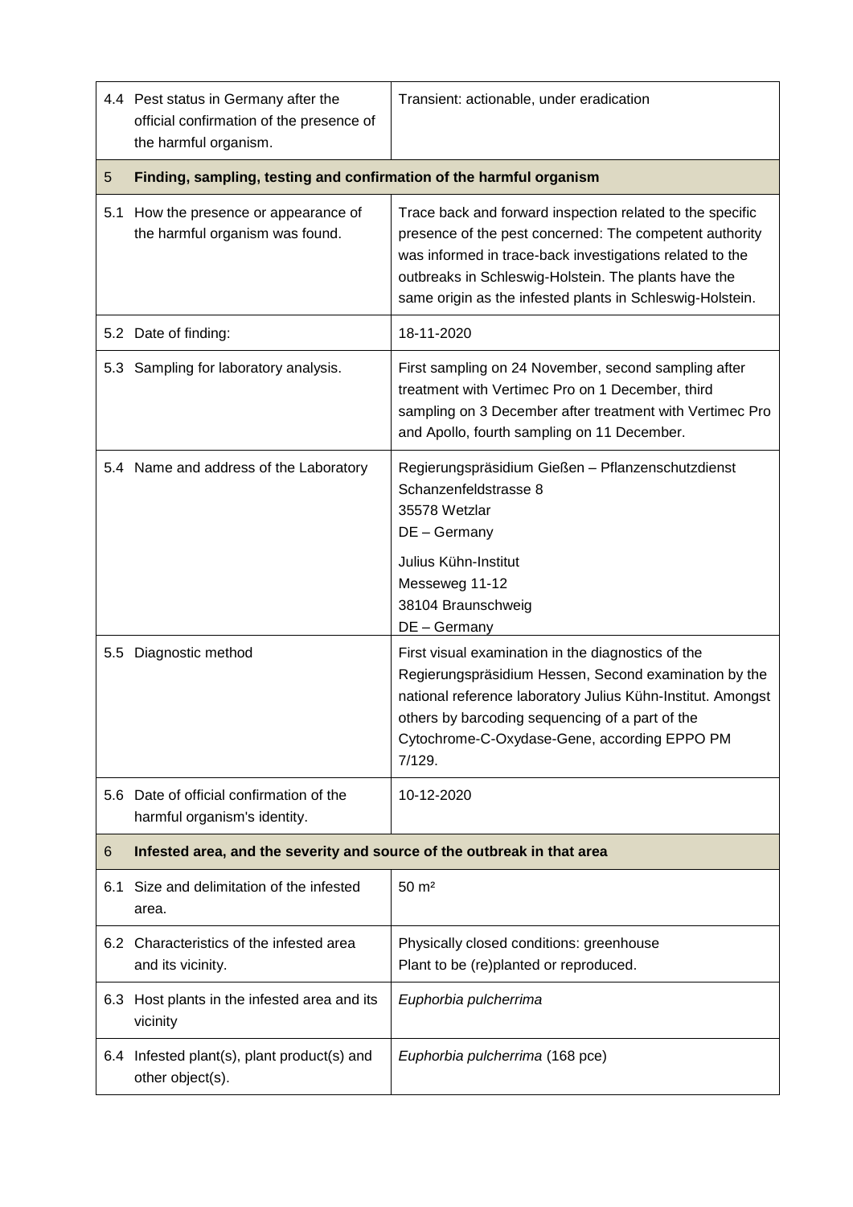| | |
|---|---|
| 4.4 Pest status in Germany after the official confirmation of the presence of the harmful organism. | Transient: actionable, under eradication |
| **5 Finding, sampling, testing and confirmation of the harmful organism** | |
| 5.1 How the presence or appearance of the harmful organism was found. | Trace back and forward inspection related to the specific presence of the pest concerned: The competent authority was informed in trace-back investigations related to the outbreaks in Schleswig-Holstein. The plants have the same origin as the infested plants in Schleswig-Holstein. |
| 5.2 Date of finding: | 18-11-2020 |
| 5.3 Sampling for laboratory analysis. | First sampling on 24 November, second sampling after treatment with Vertimec Pro on 1 December, third sampling on 3 December after treatment with Vertimec Pro and Apollo, fourth sampling on 11 December. |
| 5.4 Name and address of the Laboratory | Regierungspräsidium Gießen – Pflanzenschutzdienst<br>Schanzenfeldstrasse 8<br>35578 Wetzlar<br>DE – Germany<br><br>Julius Kühn-Institut<br>Messeweg 11-12<br>38104 Braunschweig<br>DE – Germany |
| 5.5 Diagnostic method | First visual examination in the diagnostics of the Regierungspräsidium Hessen, Second examination by the national reference laboratory Julius Kühn-Institut. Amongst others by barcoding sequencing of a part of the Cytochrome-C-Oxydase-Gene, according EPPO PM 7/129. |
| 5.6 Date of official confirmation of the harmful organism's identity. | 10-12-2020 |
| **6 Infested area, and the severity and source of the outbreak in that area** | |
| 6.1 Size and delimitation of the infested area. | 50 m² |
| 6.2 Characteristics of the infested area and its vicinity. | Physically closed conditions: greenhouse<br>Plant to be (re)planted or reproduced. |
| 6.3 Host plants in the infested area and its vicinity | *Euphorbia pulcherrima* |
| 6.4 Infested plant(s), plant product(s) and other object(s). | *Euphorbia pulcherrima* (168 pce) |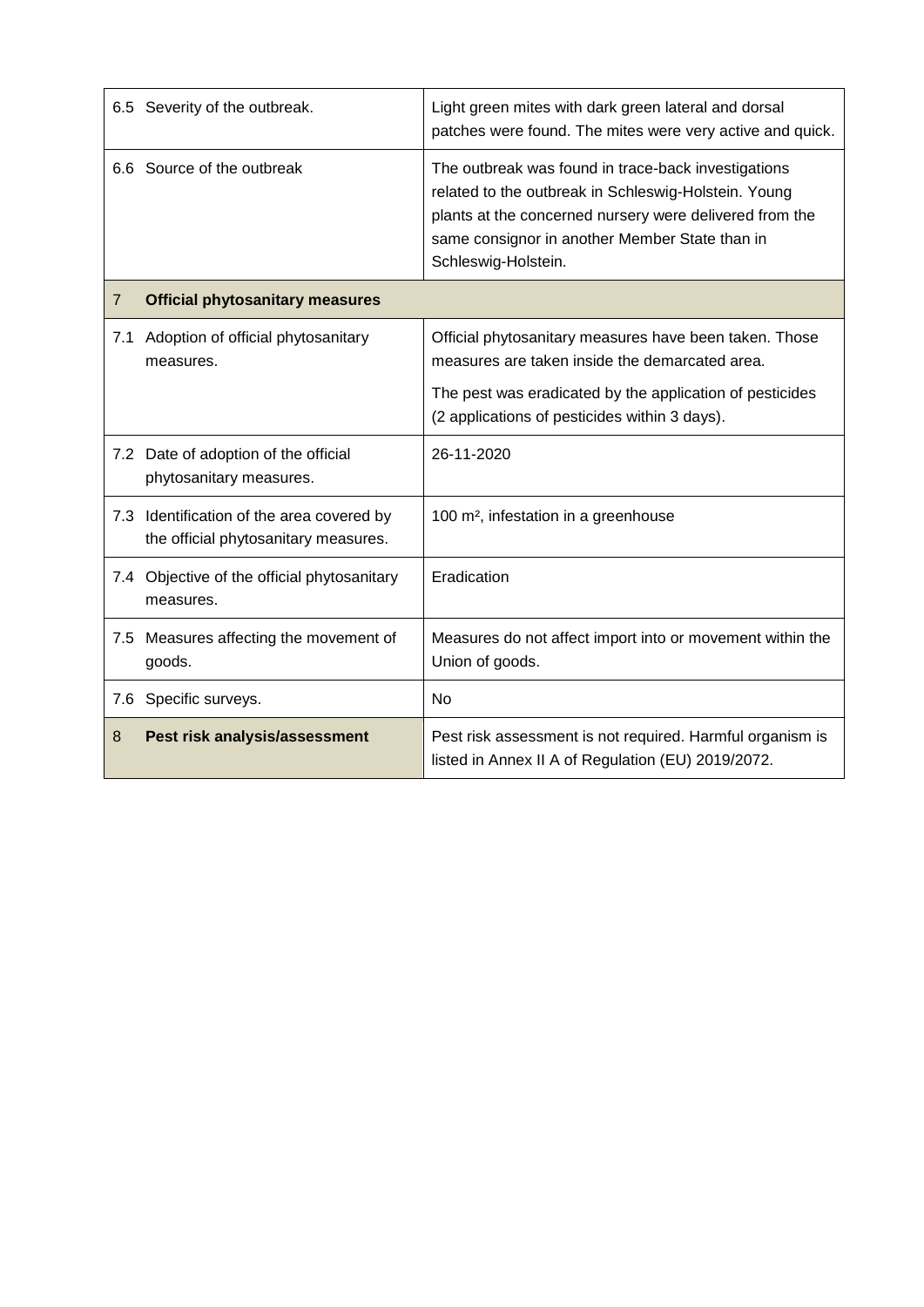| | |
|---|---|
| 6.5 Severity of the outbreak. | Light green mites with dark green lateral and dorsal patches were found. The mites were very active and quick. |
| 6.6 Source of the outbreak | The outbreak was found in trace-back investigations related to the outbreak in Schleswig-Holstein. Young plants at the concerned nursery were delivered from the same consignor in another Member State than in Schleswig-Holstein. |
| 7 **Official phytosanitary measures** | |
| 7.1 Adoption of official phytosanitary measures. | Official phytosanitary measures have been taken. Those measures are taken inside the demarcated area.<br><br>The pest was eradicated by the application of pesticides (2 applications of pesticides within 3 days). |
| 7.2 Date of adoption of the official phytosanitary measures. | 26-11-2020 |
| 7.3 Identification of the area covered by the official phytosanitary measures. | 100 m², infestation in a greenhouse |
| 7.4 Objective of the official phytosanitary measures. | Eradication |
| 7.5 Measures affecting the movement of goods. | Measures do not affect import into or movement within the Union of goods. |
| 7.6 Specific surveys. | No |
| 8 **Pest risk analysis/assessment** | Pest risk assessment is not required. Harmful organism is listed in Annex II A of Regulation (EU) 2019/2072. |